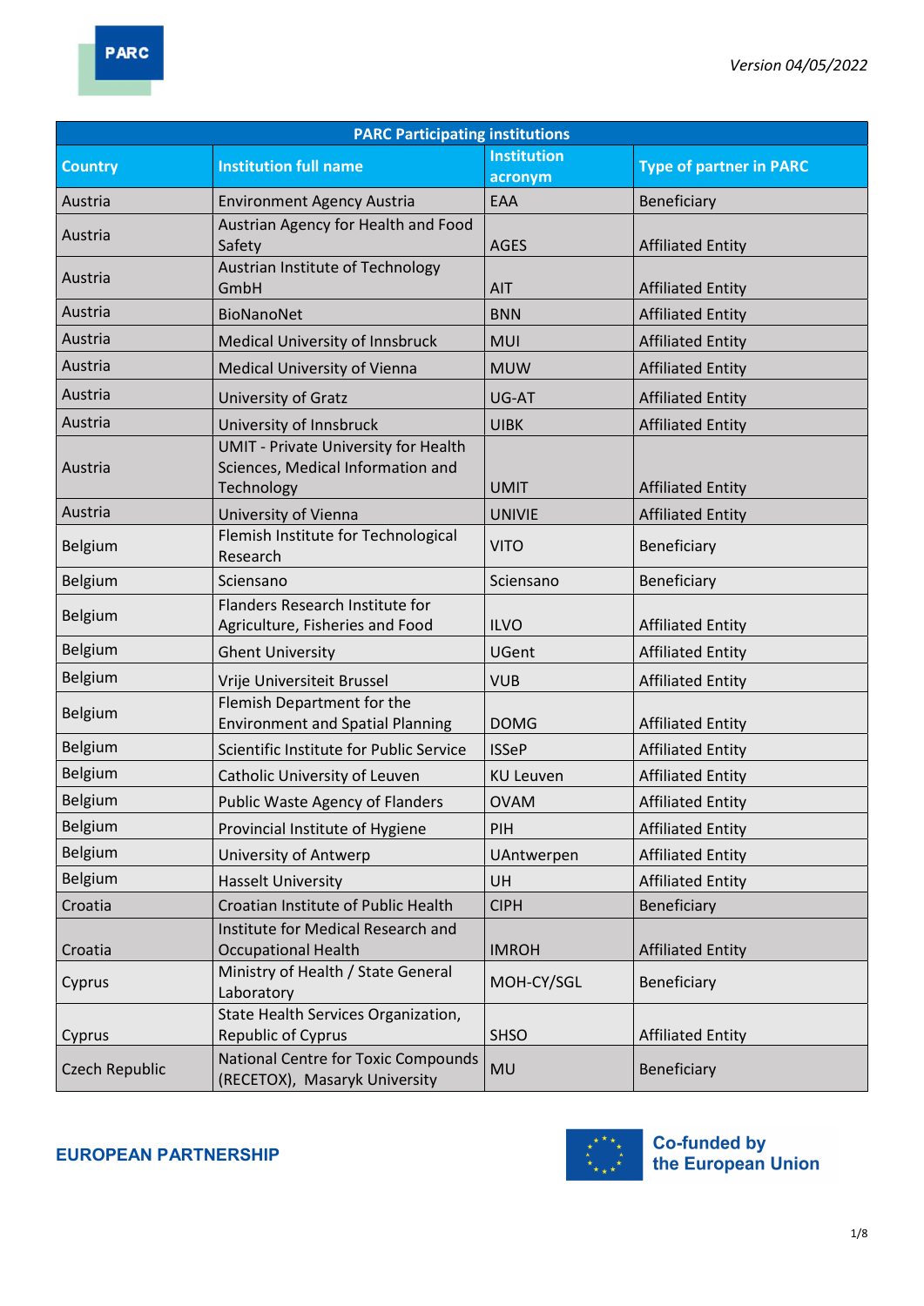Version 04/05/2022

| PARC Participating institutions | | | |
|---|---|---|---|
| **Country** | **Institution full name** | **Institution acronym** | **Type of partner in PARC** |
| Austria | Environment Agency Austria | EAA | Beneficiary |
| Austria | Austrian Agency for Health and Food Safety | AGES | Affiliated Entity |
| Austria | Austrian Institute of Technology GmbH | AIT | Affiliated Entity |
| Austria | BioNanoNet | BNN | Affiliated Entity |
| Austria | Medical University of Innsbruck | MUI | Affiliated Entity |
| Austria | Medical University of Vienna | MUW | Affiliated Entity |
| Austria | University of Gratz | UG-AT | Affiliated Entity |
| Austria | University of Innsbruck | UIBK | Affiliated Entity |
| Austria | UMIT - Private University for Health Sciences, Medical Information and Technology | UMIT | Affiliated Entity |
| Austria | University of Vienna | UNIVIE | Affiliated Entity |
| Belgium | Flemish Institute for Technological Research | VITO | Beneficiary |
| Belgium | Sciensano | Sciensano | Beneficiary |
| Belgium | Flanders Research Institute for Agriculture, Fisheries and Food | ILVO | Affiliated Entity |
| Belgium | Ghent University | UGent | Affiliated Entity |
| Belgium | Vrije Universiteit Brussel | VUB | Affiliated Entity |
| Belgium | Flemish Department for the Environment and Spatial Planning | DOMG | Affiliated Entity |
| Belgium | Scientific Institute for Public Service | ISSeP | Affiliated Entity |
| Belgium | Catholic University of Leuven | KU Leuven | Affiliated Entity |
| Belgium | Public Waste Agency of Flanders | OVAM | Affiliated Entity |
| Belgium | Provincial Institute of Hygiene | PIH | Affiliated Entity |
| Belgium | University of Antwerp | UAntwerpen | Affiliated Entity |
| Belgium | Hasselt University | UH | Affiliated Entity |
| Croatia | Croatian Institute of Public Health | CIPH | Beneficiary |
| Croatia | Institute for Medical Research and Occupational Health | IMROH | Affiliated Entity |
| Cyprus | Ministry of Health / State General Laboratory | MOH-CY/SGL | Beneficiary |
| Cyprus | State Health Services Organization, Republic of Cyprus | SHSO | Affiliated Entity |
| Czech Republic | National Centre for Toxic Compounds (RECETOX), Masaryk University | MU | Beneficiary |

**EUROPEAN PARTNERSHIP**

Co-funded by the European Union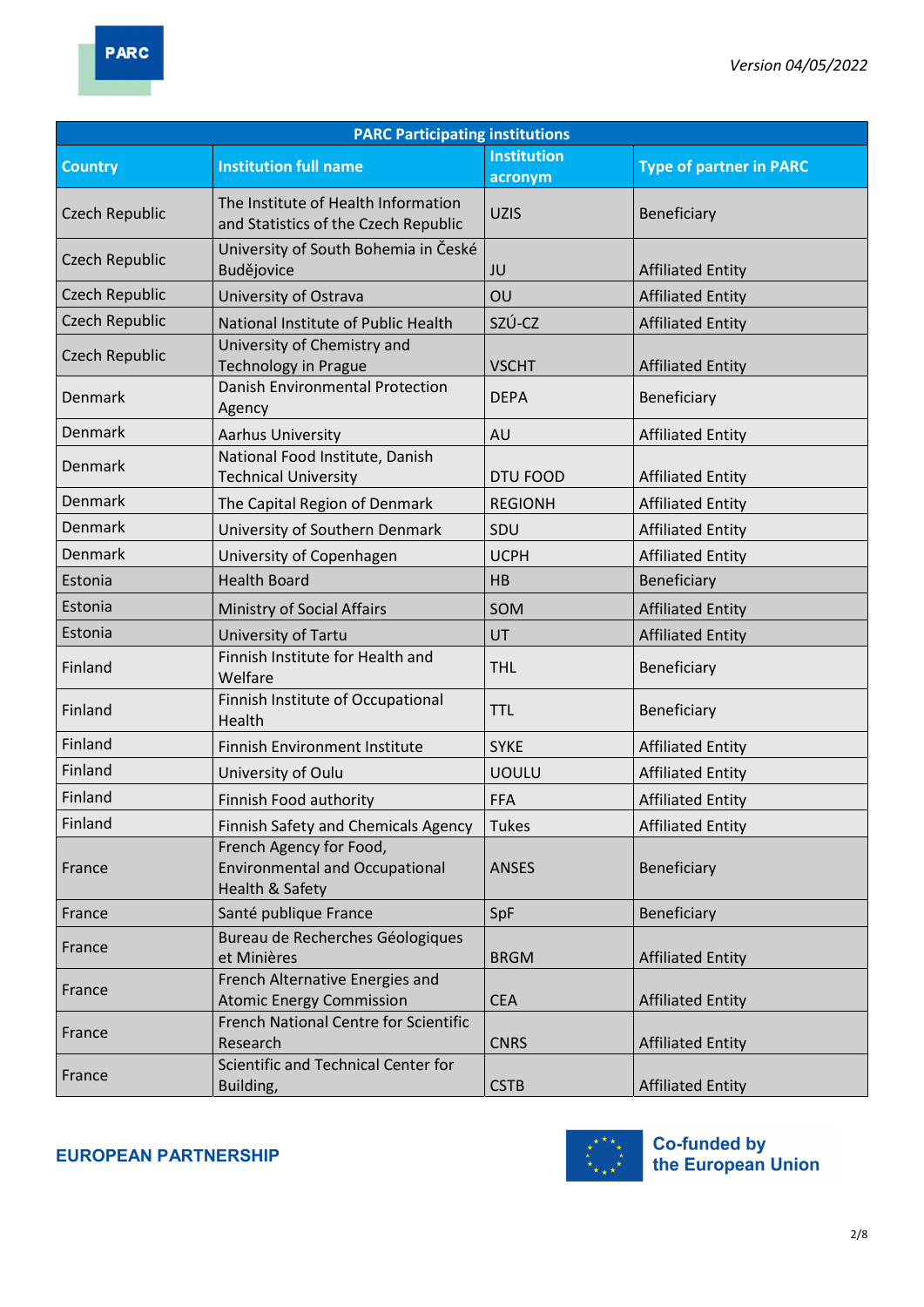| PARC Participating institutions | | | |
|---|---|---|---|
| **Country** | **Institution full name** | **Institution acronym** | **Type of partner in PARC** |
| Czech Republic | The Institute of Health Information and Statistics of the Czech Republic | UZIS | Beneficiary |
| Czech Republic | University of South Bohemia in České Budějovice | JU | Affiliated Entity |
| Czech Republic | University of Ostrava | OU | Affiliated Entity |
| Czech Republic | National Institute of Public Health | SZÚ-CZ | Affiliated Entity |
| Czech Republic | University of Chemistry and Technology in Prague | VSCHT | Affiliated Entity |
| Denmark | Danish Environmental Protection Agency | DEPA | Beneficiary |
| Denmark | Aarhus University | AU | Affiliated Entity |
| Denmark | National Food Institute, Danish Technical University | DTU FOOD | Affiliated Entity |
| Denmark | The Capital Region of Denmark | REGIONH | Affiliated Entity |
| Denmark | University of Southern Denmark | SDU | Affiliated Entity |
| Denmark | University of Copenhagen | UCPH | Affiliated Entity |
| Estonia | Health Board | HB | Beneficiary |
| Estonia | Ministry of Social Affairs | SOM | Affiliated Entity |
| Estonia | University of Tartu | UT | Affiliated Entity |
| Finland | Finnish Institute for Health and Welfare | THL | Beneficiary |
| Finland | Finnish Institute of Occupational Health | TTL | Beneficiary |
| Finland | Finnish Environment Institute | SYKE | Affiliated Entity |
| Finland | University of Oulu | UOULU | Affiliated Entity |
| Finland | Finnish Food authority | FFA | Affiliated Entity |
| Finland | Finnish Safety and Chemicals Agency | Tukes | Affiliated Entity |
| France | French Agency for Food, Environmental and Occupational Health & Safety | ANSES | Beneficiary |
| France | Santé publique France | SpF | Beneficiary |
| France | Bureau de Recherches Géologiques et Minières | BRGM | Affiliated Entity |
| France | French Alternative Energies and Atomic Energy Commission | CEA | Affiliated Entity |
| France | French National Centre for Scientific Research | CNRS | Affiliated Entity |
| France | Scientific and Technical Center for Building, | CSTB | Affiliated Entity |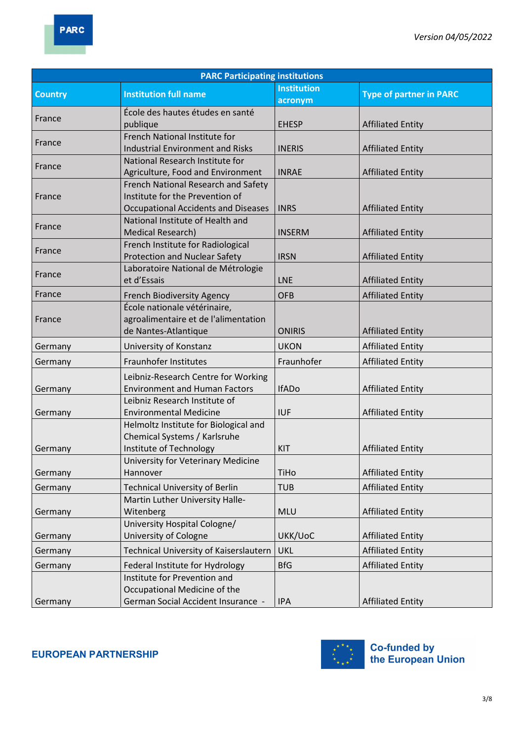| PARC Participating institutions | | | |
|---|---|---|---|
| **Country** | **Institution full name** | **Institution acronym** | **Type of partner in PARC** |
| France | École des hautes études en santé publique | EHESP | Affiliated Entity |
| France | French National Institute for Industrial Environment and Risks | INERIS | Affiliated Entity |
| France | National Research Institute for Agriculture, Food and Environment | INRAE | Affiliated Entity |
| France | French National Research and Safety Institute for the Prevention of Occupational Accidents and Diseases | INRS | Affiliated Entity |
| France | National Institute of Health and Medical Research) | INSERM | Affiliated Entity |
| France | French Institute for Radiological Protection and Nuclear Safety | IRSN | Affiliated Entity |
| France | Laboratoire National de Métrologie et d'Essais | LNE | Affiliated Entity |
| France | French Biodiversity Agency | OFB | Affiliated Entity |
| France | École nationale vétérinaire, agroalimentaire et de l'alimentation de Nantes-Atlantique | ONIRIS | Affiliated Entity |
| Germany | University of Konstanz | UKON | Affiliated Entity |
| Germany | Fraunhofer Institutes | Fraunhofer | Affiliated Entity |
| Germany | Leibniz-Research Centre for Working Environment and Human Factors | IfADo | Affiliated Entity |
| Germany | Leibniz Research Institute of Environmental Medicine | IUF | Affiliated Entity |
| Germany | Helmoltz Institute for Biological and Chemical Systems / Karlsruhe Institute of Technology | KIT | Affiliated Entity |
| Germany | University for Veterinary Medicine Hannover | TiHo | Affiliated Entity |
| Germany | Technical University of Berlin | TUB | Affiliated Entity |
| Germany | Martin Luther University Halle-Witenberg | MLU | Affiliated Entity |
| Germany | University Hospital Cologne/ University of Cologne | UKK/UoC | Affiliated Entity |
| Germany | Technical University of Kaiserslautern | UKL | Affiliated Entity |
| Germany | Federal Institute for Hydrology | BfG | Affiliated Entity |
| Germany | Institute for Prevention and Occupational Medicine of the German Social Accident Insurance - | IPA | Affiliated Entity |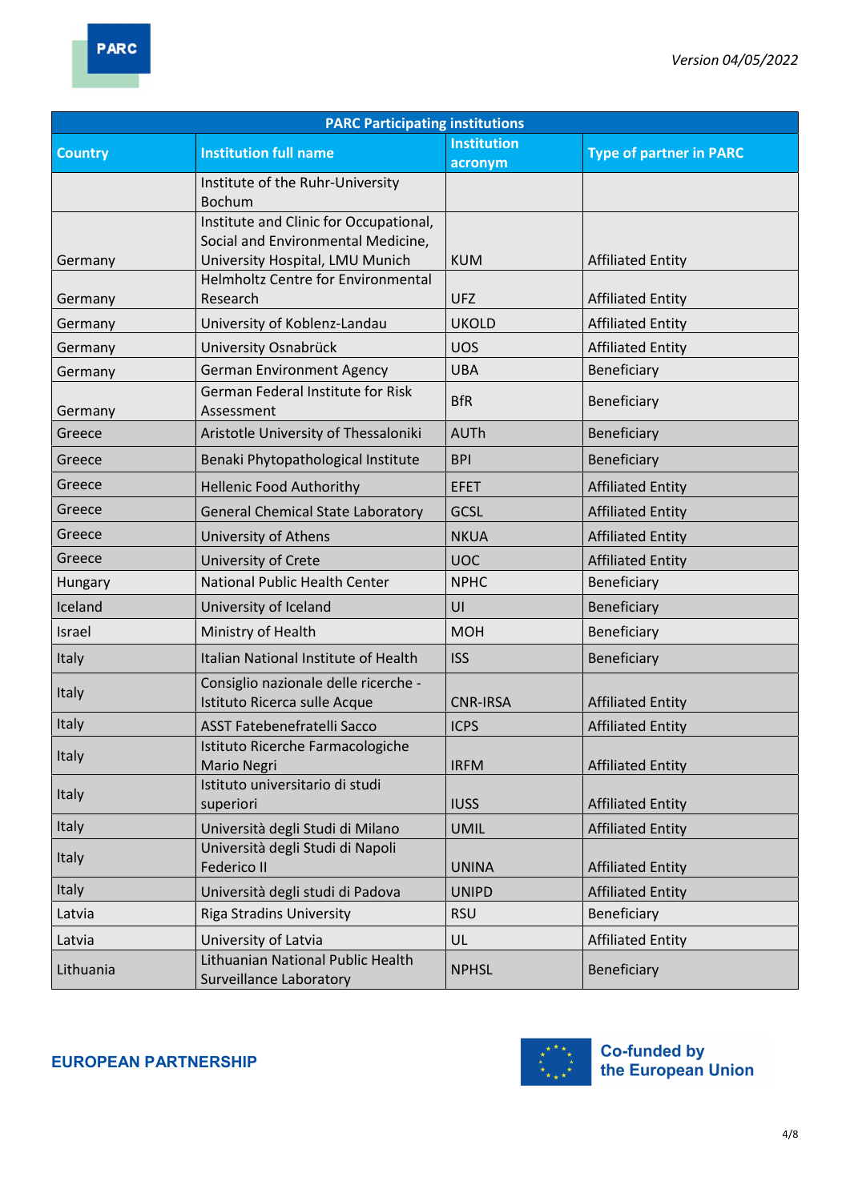| PARC Participating institutions | | | |
|---|---|---|---|
| Country | Institution full name | Institution acronym | Type of partner in PARC |
| | Institute of the Ruhr-University Bochum | | |
| Germany | Institute and Clinic for Occupational, Social and Environmental Medicine, University Hospital, LMU Munich | KUM | Affiliated Entity |
| Germany | Helmholtz Centre for Environmental Research | UFZ | Affiliated Entity |
| Germany | University of Koblenz-Landau | UKOLD | Affiliated Entity |
| Germany | University Osnabrück | UOS | Affiliated Entity |
| Germany | German Environment Agency | UBA | Beneficiary |
| Germany | German Federal Institute for Risk Assessment | BfR | Beneficiary |
| Greece | Aristotle University of Thessaloniki | AUTh | Beneficiary |
| Greece | Benaki Phytopathological Institute | BPI | Beneficiary |
| Greece | Hellenic Food Authority | EFET | Affiliated Entity |
| Greece | General Chemical State Laboratory | GCSL | Affiliated Entity |
| Greece | University of Athens | NKUA | Affiliated Entity |
| Greece | University of Crete | UOC | Affiliated Entity |
| Hungary | National Public Health Center | NPHC | Beneficiary |
| Iceland | University of Iceland | UI | Beneficiary |
| Israel | Ministry of Health | MOH | Beneficiary |
| Italy | Italian National Institute of Health | ISS | Beneficiary |
| Italy | Consiglio nazionale delle ricerche - Istituto Ricerca sulle Acque | CNR-IRSA | Affiliated Entity |
| Italy | ASST Fatebenefratelli Sacco | ICPS | Affiliated Entity |
| Italy | Istituto Ricerche Farmacologiche Mario Negri | IRFM | Affiliated Entity |
| Italy | Istituto universitario di studi superiori | IUSS | Affiliated Entity |
| Italy | Università degli Studi di Milano | UMIL | Affiliated Entity |
| Italy | Università degli Studi di Napoli Federico II | UNINA | Affiliated Entity |
| Italy | Università degli studi di Padova | UNIPD | Affiliated Entity |
| Latvia | Riga Stradins University | RSU | Beneficiary |
| Latvia | University of Latvia | UL | Affiliated Entity |
| Lithuania | Lithuanian National Public Health Surveillance Laboratory | NPHSL | Beneficiary |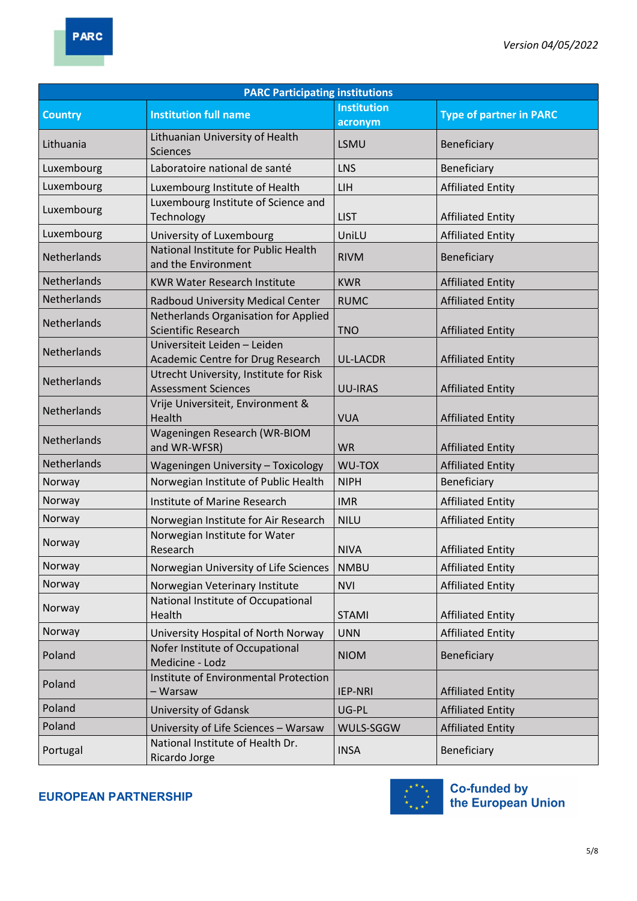| PARC Participating institutions | | | |
|---|---|---|---|
| Country | Institution full name | Institution acronym | Type of partner in PARC |
| Lithuania | Lithuanian University of Health Sciences | LSMU | Beneficiary |
| Luxembourg | Laboratoire national de santé | LNS | Beneficiary |
| Luxembourg | Luxembourg Institute of Health | LIH | Affiliated Entity |
| Luxembourg | Luxembourg Institute of Science and Technology | LIST | Affiliated Entity |
| Luxembourg | University of Luxembourg | UniLU | Affiliated Entity |
| Netherlands | National Institute for Public Health and the Environment | RIVM | Beneficiary |
| Netherlands | KWR Water Research Institute | KWR | Affiliated Entity |
| Netherlands | Radboud University Medical Center | RUMC | Affiliated Entity |
| Netherlands | Netherlands Organisation for Applied Scientific Research | TNO | Affiliated Entity |
| Netherlands | Universiteit Leiden – Leiden Academic Centre for Drug Research | UL-LACDR | Affiliated Entity |
| Netherlands | Utrecht University, Institute for Risk Assessment Sciences | UU-IRAS | Affiliated Entity |
| Netherlands | Vrije Universiteit, Environment & Health | VUA | Affiliated Entity |
| Netherlands | Wageningen Research (WR-BIOM and WR-WFSR) | WR | Affiliated Entity |
| Netherlands | Wageningen University – Toxicology | WU-TOX | Affiliated Entity |
| Norway | Norwegian Institute of Public Health | NIPH | Beneficiary |
| Norway | Institute of Marine Research | IMR | Affiliated Entity |
| Norway | Norwegian Institute for Air Research | NILU | Affiliated Entity |
| Norway | Norwegian Institute for Water Research | NIVA | Affiliated Entity |
| Norway | Norwegian University of Life Sciences | NMBU | Affiliated Entity |
| Norway | Norwegian Veterinary Institute | NVI | Affiliated Entity |
| Norway | National Institute of Occupational Health | STAMI | Affiliated Entity |
| Norway | University Hospital of North Norway | UNN | Affiliated Entity |
| Poland | Nofer Institute of Occupational Medicine - Lodz | NIOM | Beneficiary |
| Poland | Institute of Environmental Protection – Warsaw | IEP-NRI | Affiliated Entity |
| Poland | University of Gdansk | UG-PL | Affiliated Entity |
| Poland | University of Life Sciences – Warsaw | WULS-SGGW | Affiliated Entity |
| Portugal | National Institute of Health Dr. Ricardo Jorge | INSA | Beneficiary |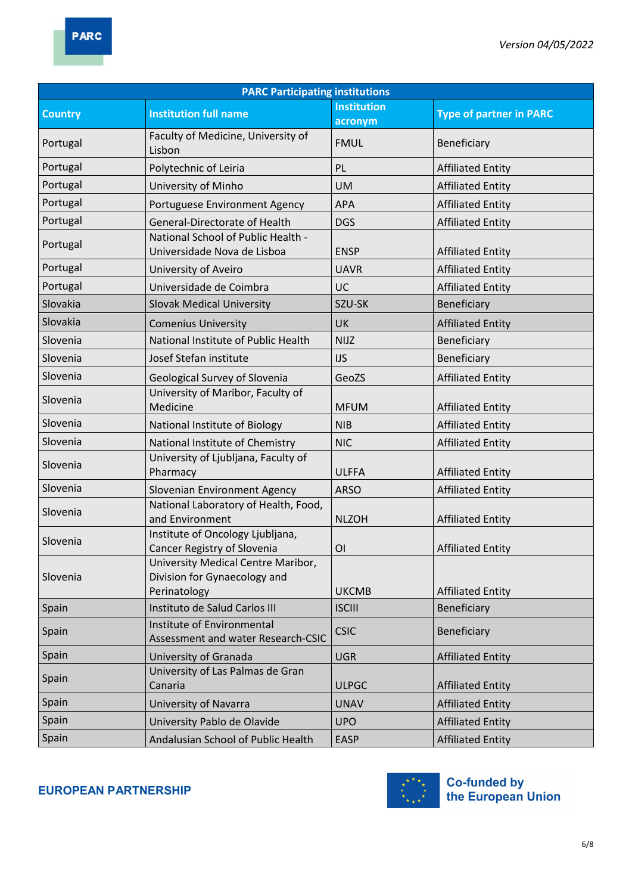| PARC Participating institutions | | | |
|---|---|---|---|
| **Country** | **Institution full name** | **Institution acronym** | **Type of partner in PARC** |
| Portugal | Faculty of Medicine, University of Lisbon | FMUL | Beneficiary |
| Portugal | Polytechnic of Leiria | PL | Affiliated Entity |
| Portugal | University of Minho | UM | Affiliated Entity |
| Portugal | Portuguese Environment Agency | APA | Affiliated Entity |
| Portugal | General-Directorate of Health | DGS | Affiliated Entity |
| Portugal | National School of Public Health - Universidade Nova de Lisboa | ENSP | Affiliated Entity |
| Portugal | University of Aveiro | UAVR | Affiliated Entity |
| Portugal | Universidade de Coimbra | UC | Affiliated Entity |
| Slovakia | Slovak Medical University | SZU-SK | Beneficiary |
| Slovakia | Comenius University | UK | Affiliated Entity |
| Slovenia | National Institute of Public Health | NIJZ | Beneficiary |
| Slovenia | Josef Stefan institute | IJS | Beneficiary |
| Slovenia | Geological Survey of Slovenia | GeoZS | Affiliated Entity |
| Slovenia | University of Maribor, Faculty of Medicine | MFUM | Affiliated Entity |
| Slovenia | National Institute of Biology | NIB | Affiliated Entity |
| Slovenia | National Institute of Chemistry | NIC | Affiliated Entity |
| Slovenia | University of Ljubljana, Faculty of Pharmacy | ULFFA | Affiliated Entity |
| Slovenia | Slovenian Environment Agency | ARSO | Affiliated Entity |
| Slovenia | National Laboratory of Health, Food, and Environment | NLZOH | Affiliated Entity |
| Slovenia | Institute of Oncology Ljubljana, Cancer Registry of Slovenia | OI | Affiliated Entity |
| Slovenia | University Medical Centre Maribor, Division for Gynaecology and Perinatology | UKCMB | Affiliated Entity |
| Spain | Instituto de Salud Carlos III | ISCIII | Beneficiary |
| Spain | Institute of Environmental Assessment and water Research-CSIC | CSIC | Beneficiary |
| Spain | University of Granada | UGR | Affiliated Entity |
| Spain | University of Las Palmas de Gran Canaria | ULPGC | Affiliated Entity |
| Spain | University of Navarra | UNAV | Affiliated Entity |
| Spain | University Pablo de Olavide | UPO | Affiliated Entity |
| Spain | Andalusian School of Public Health | EASP | Affiliated Entity |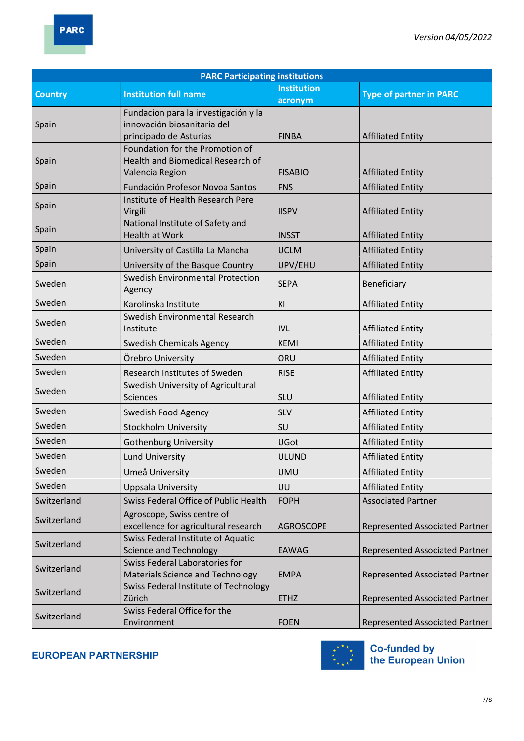| PARC Participating institutions | | | |
|---|---|---|---|
| Country | Institution full name | Institution acronym | Type of partner in PARC |
| Spain | Fundacion para la investigación y la innovación biosanitaria del principado de Asturias | FINBA | Affiliated Entity |
| Spain | Foundation for the Promotion of Health and Biomedical Research of Valencia Region | FISABIO | Affiliated Entity |
| Spain | Fundación Profesor Novoa Santos | FNS | Affiliated Entity |
| Spain | Institute of Health Research Pere Virgili | IISPV | Affiliated Entity |
| Spain | National Institute of Safety and Health at Work | INSST | Affiliated Entity |
| Spain | University of Castilla La Mancha | UCLM | Affiliated Entity |
| Spain | University of the Basque Country | UPV/EHU | Affiliated Entity |
| Sweden | Swedish Environmental Protection Agency | SEPA | Beneficiary |
| Sweden | Karolinska Institute | KI | Affiliated Entity |
| Sweden | Swedish Environmental Research Institute | IVL | Affiliated Entity |
| Sweden | Swedish Chemicals Agency | KEMI | Affiliated Entity |
| Sweden | Örebro University | ORU | Affiliated Entity |
| Sweden | Research Institutes of Sweden | RISE | Affiliated Entity |
| Sweden | Swedish University of Agricultural Sciences | SLU | Affiliated Entity |
| Sweden | Swedish Food Agency | SLV | Affiliated Entity |
| Sweden | Stockholm University | SU | Affiliated Entity |
| Sweden | Gothenburg University | UGot | Affiliated Entity |
| Sweden | Lund University | ULUND | Affiliated Entity |
| Sweden | Umeå University | UMU | Affiliated Entity |
| Sweden | Uppsala University | UU | Affiliated Entity |
| Switzerland | Swiss Federal Office of Public Health | FOPH | Associated Partner |
| Switzerland | Agroscope, Swiss centre of excellence for agricultural research | AGROSCOPE | Represented Associated Partner |
| Switzerland | Swiss Federal Institute of Aquatic Science and Technology | EAWAG | Represented Associated Partner |
| Switzerland | Swiss Federal Laboratories for Materials Science and Technology | EMPA | Represented Associated Partner |
| Switzerland | Swiss Federal Institute of Technology Zürich | ETHZ | Represented Associated Partner |
| Switzerland | Swiss Federal Office for the Environment | FOEN | Represented Associated Partner |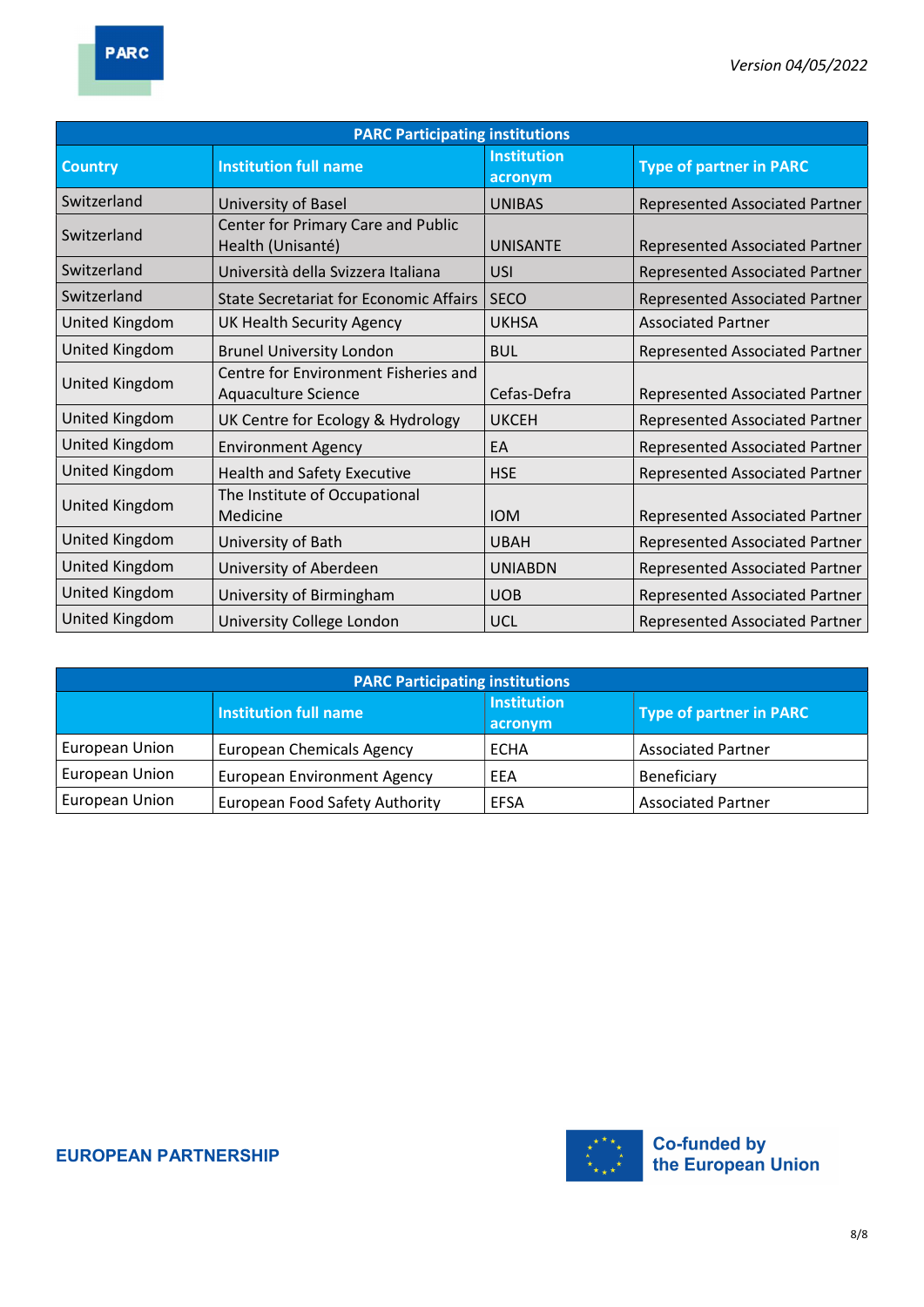| PARC Participating institutions | | | |
|---|---|---|---|
| Country | Institution full name | Institution acronym | Type of partner in PARC |
| Switzerland | University of Basel | UNIBAS | Represented Associated Partner |
| Switzerland | Center for Primary Care and Public Health (Unisanté) | UNISANTE | Represented Associated Partner |
| Switzerland | Università della Svizzera Italiana | USI | Represented Associated Partner |
| Switzerland | State Secretariat for Economic Affairs | SECO | Represented Associated Partner |
| United Kingdom | UK Health Security Agency | UKHSA | Associated Partner |
| United Kingdom | Brunel University London | BUL | Represented Associated Partner |
| United Kingdom | Centre for Environment Fisheries and Aquaculture Science | Cefas-Defra | Represented Associated Partner |
| United Kingdom | UK Centre for Ecology & Hydrology | UKCEH | Represented Associated Partner |
| United Kingdom | Environment Agency | EA | Represented Associated Partner |
| United Kingdom | Health and Safety Executive | HSE | Represented Associated Partner |
| United Kingdom | The Institute of Occupational Medicine | IOM | Represented Associated Partner |
| United Kingdom | University of Bath | UBAH | Represented Associated Partner |
| United Kingdom | University of Aberdeen | UNIABDN | Represented Associated Partner |
| United Kingdom | University of Birmingham | UOB | Represented Associated Partner |
| United Kingdom | University College London | UCL | Represented Associated Partner |

| PARC Participating institutions | | | |
|---|---|---|---|
| | Institution full name | Institution acronym | Type of partner in PARC |
| European Union | European Chemicals Agency | ECHA | Associated Partner |
| European Union | European Environment Agency | EEA | Beneficiary |
| European Union | European Food Safety Authority | EFSA | Associated Partner |